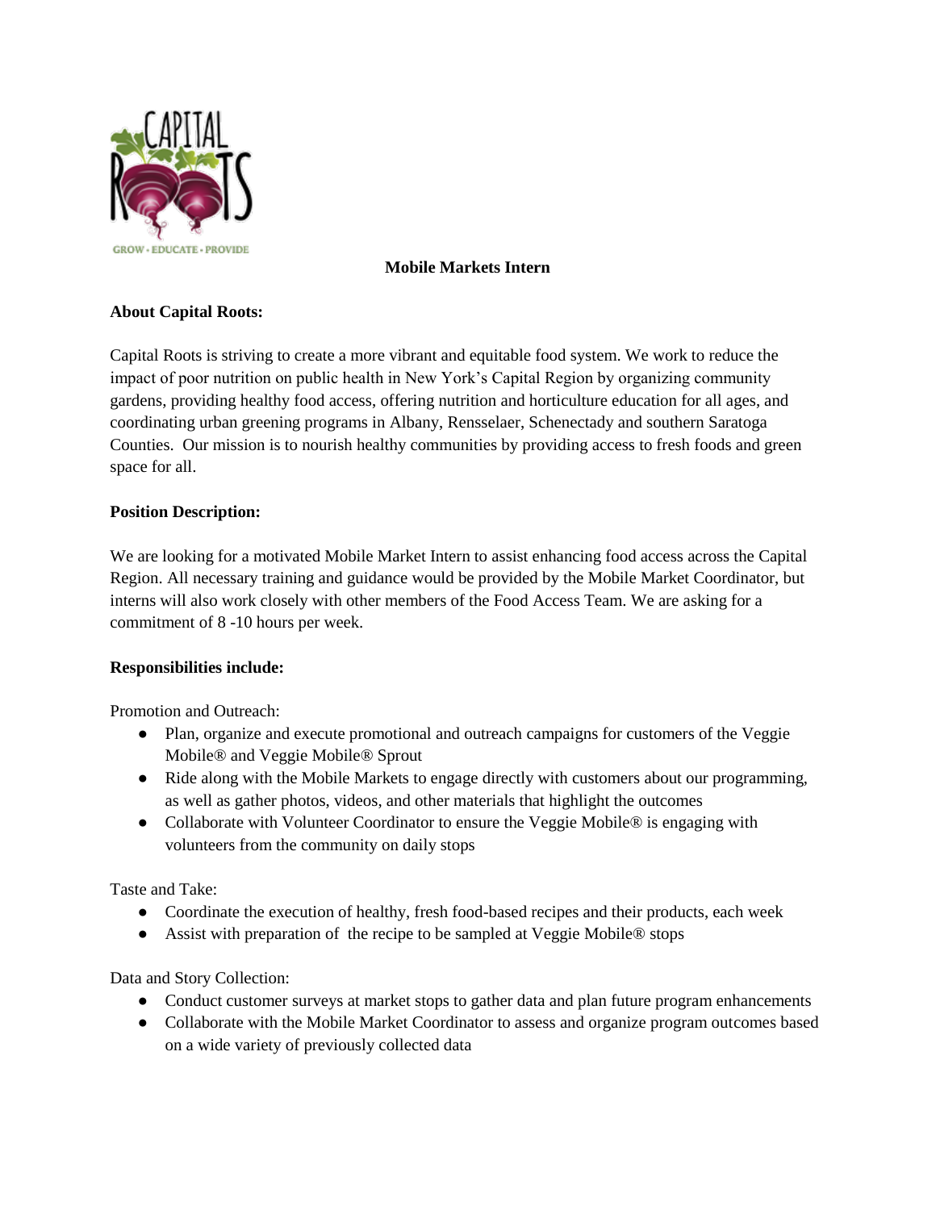# Mobile Markets Intern

**About Capital Roots:**

Capital Roots is striving to create a more vibrant and equitable food system. We work to reduce the impact of poor nutrition on public health in New York's Capital Region by organizing community gardens, providing healthy food access, offering nutrition and horticulture education for all ages, and coordinating urban greening programs in Albany, Rensselaer, Schenectady and southern Saratoga Counties. Our mission is to nourish healthy communities by providing access to fresh foods and green space for all.

**Position Description:**

We are looking for a motivated Mobile Market Intern to assist enhancing food access across the Capital Region. All necessary training and guidance would be provided by the Mobile Market Coordinator, but interns will also work closely with other members of the Food Access Team. We are asking for a commitment of 8 -10 hours per week.

**Responsibilities include:**

Promotion and Outreach:

- Plan, organize and execute promotional and outreach campaigns for customers of the Veggie Mobile® and Veggie Mobile® Sprout
- Ride along with the Mobile Markets to engage directly with customers about our programming, as well as gather photos, videos, and other materials that highlight the outcomes
- Collaborate with Volunteer Coordinator to ensure the Veggie Mobile® is engaging with volunteers from the community on daily stops

Taste and Take:

- Coordinate the execution of healthy, fresh food-based recipes and their products, each week
- Assist with preparation of the recipe to be sampled at Veggie Mobile® stops

Data and Story Collection:

- Conduct customer surveys at market stops to gather data and plan future program enhancements
- Collaborate with the Mobile Market Coordinator to assess and organize program outcomes based on a wide variety of previously collected data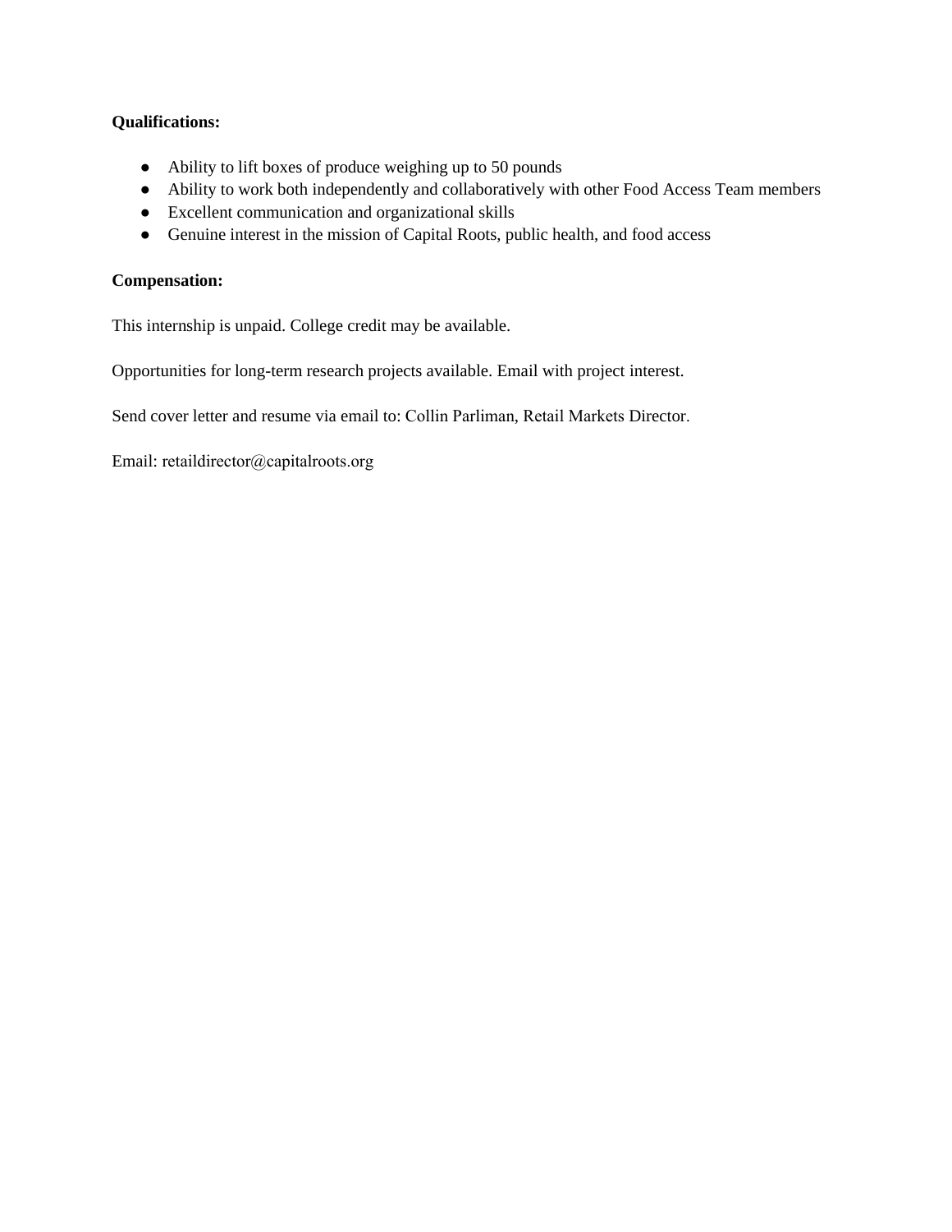**Qualifications:**

- Ability to lift boxes of produce weighing up to 50 pounds
- Ability to work both independently and collaboratively with other Food Access Team members
- Excellent communication and organizational skills
- Genuine interest in the mission of Capital Roots, public health, and food access

**Compensation:**

This internship is unpaid. College credit may be available.

Opportunities for long-term research projects available. Email with project interest.

Send cover letter and resume via email to: Collin Parliman, Retail Markets Director.

Email: retaildirector@capitalroots.org